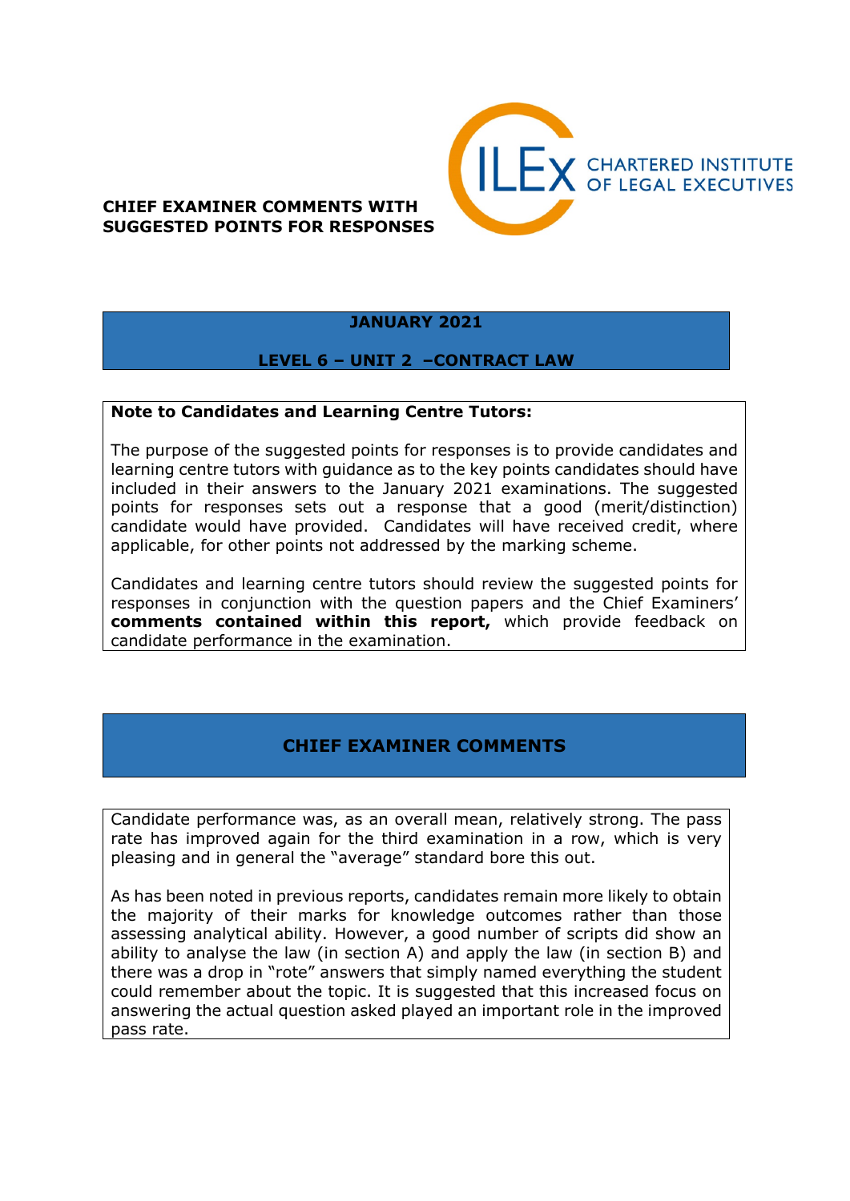**CHIEF EXAMINER COMMENTS WITH SUGGESTED POINTS FOR RESPONSES**

CHARTERED INSTITUTE OF LEGAL EXECUTIVES

## JANUARY 2021

## LEVEL 6 – UNIT 2 –CONTRACT LAW

**Note to Candidates and Learning Centre Tutors:**

The purpose of the suggested points for responses is to provide candidates and learning centre tutors with guidance as to the key points candidates should have included in their answers to the January 2021 examinations. The suggested points for responses sets out a response that a good (merit/distinction) candidate would have provided. Candidates will have received credit, where applicable, for other points not addressed by the marking scheme.

Candidates and learning centre tutors should review the suggested points for responses in conjunction with the question papers and the Chief Examiners' **comments contained within this report,** which provide feedback on candidate performance in the examination.

## CHIEF EXAMINER COMMENTS

Candidate performance was, as an overall mean, relatively strong. The pass rate has improved again for the third examination in a row, which is very pleasing and in general the "average" standard bore this out.

As has been noted in previous reports, candidates remain more likely to obtain the majority of their marks for knowledge outcomes rather than those assessing analytical ability. However, a good number of scripts did show an ability to analyse the law (in section A) and apply the law (in section B) and there was a drop in "rote" answers that simply named everything the student could remember about the topic. It is suggested that this increased focus on answering the actual question asked played an important role in the improved pass rate.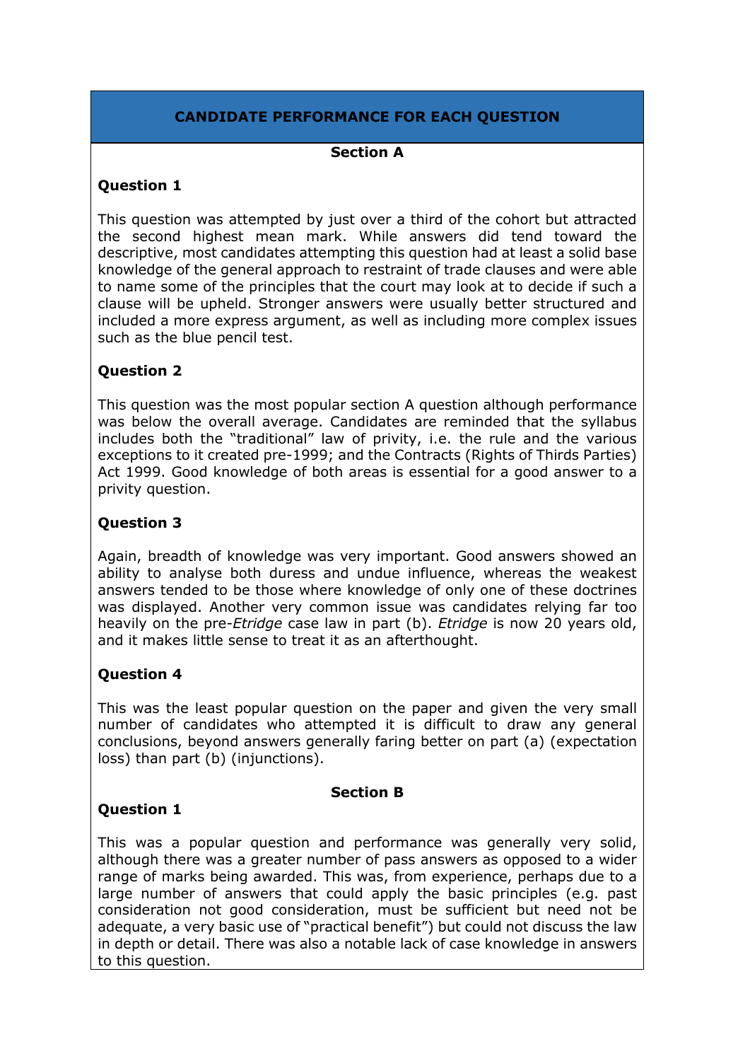## CANDIDATE PERFORMANCE FOR EACH QUESTION

### Section A

**Question 1**

This question was attempted by just over a third of the cohort but attracted the second highest mean mark. While answers did tend toward the descriptive, most candidates attempting this question had at least a solid base knowledge of the general approach to restraint of trade clauses and were able to name some of the principles that the court may look at to decide if such a clause will be upheld. Stronger answers were usually better structured and included a more express argument, as well as including more complex issues such as the blue pencil test.

**Question 2**

This question was the most popular section A question although performance was below the overall average. Candidates are reminded that the syllabus includes both the "traditional" law of privity, i.e. the rule and the various exceptions to it created pre-1999; and the Contracts (Rights of Thirds Parties) Act 1999. Good knowledge of both areas is essential for a good answer to a privity question.

**Question 3**

Again, breadth of knowledge was very important. Good answers showed an ability to analyse both duress and undue influence, whereas the weakest answers tended to be those where knowledge of only one of these doctrines was displayed. Another very common issue was candidates relying far too heavily on the pre-*Etridge* case law in part (b). *Etridge* is now 20 years old, and it makes little sense to treat it as an afterthought.

**Question 4**

This was the least popular question on the paper and given the very small number of candidates who attempted it is difficult to draw any general conclusions, beyond answers generally faring better on part (a) (expectation loss) than part (b) (injunctions).

### Section B

**Question 1**

This was a popular question and performance was generally very solid, although there was a greater number of pass answers as opposed to a wider range of marks being awarded. This was, from experience, perhaps due to a large number of answers that could apply the basic principles (e.g. past consideration not good consideration, must be sufficient but need not be adequate, a very basic use of "practical benefit") but could not discuss the law in depth or detail. There was also a notable lack of case knowledge in answers to this question.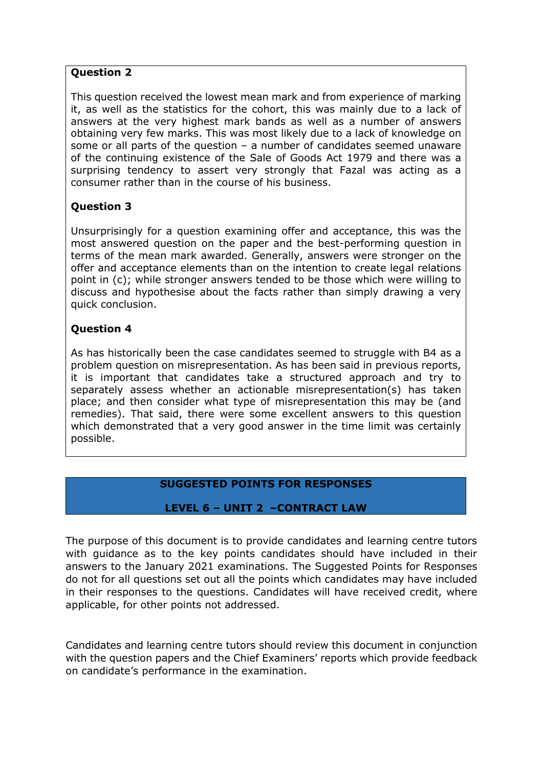### Question 2

This question received the lowest mean mark and from experience of marking it, as well as the statistics for the cohort, this was mainly due to a lack of answers at the very highest mark bands as well as a number of answers obtaining very few marks. This was most likely due to a lack of knowledge on some or all parts of the question – a number of candidates seemed unaware of the continuing existence of the Sale of Goods Act 1979 and there was a surprising tendency to assert very strongly that Fazal was acting as a consumer rather than in the course of his business.

### Question 3

Unsurprisingly for a question examining offer and acceptance, this was the most answered question on the paper and the best-performing question in terms of the mean mark awarded. Generally, answers were stronger on the offer and acceptance elements than on the intention to create legal relations point in (c); while stronger answers tended to be those which were willing to discuss and hypothesise about the facts rather than simply drawing a very quick conclusion.

### Question 4

As has historically been the case candidates seemed to struggle with B4 as a problem question on misrepresentation. As has been said in previous reports, it is important that candidates take a structured approach and try to separately assess whether an actionable misrepresentation(s) has taken place; and then consider what type of misrepresentation this may be (and remedies). That said, there were some excellent answers to this question which demonstrated that a very good answer in the time limit was certainly possible.

## SUGGESTED POINTS FOR RESPONSES

## LEVEL 6 – UNIT 2 –CONTRACT LAW

The purpose of this document is to provide candidates and learning centre tutors with guidance as to the key points candidates should have included in their answers to the January 2021 examinations. The Suggested Points for Responses do not for all questions set out all the points which candidates may have included in their responses to the questions. Candidates will have received credit, where applicable, for other points not addressed.

Candidates and learning centre tutors should review this document in conjunction with the question papers and the Chief Examiners' reports which provide feedback on candidate's performance in the examination.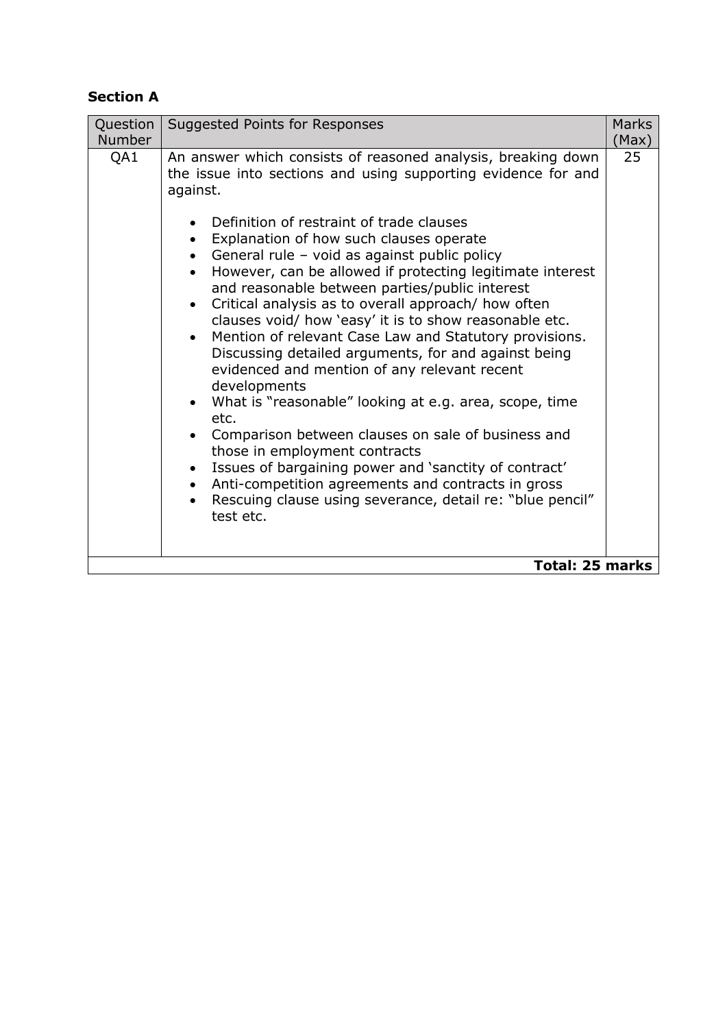**Section A**

| Question Number | Suggested Points for Responses | Marks (Max) |
| --- | --- | --- |
| QA1 | An answer which consists of reasoned analysis, breaking down the issue into sections and using supporting evidence for and against.<br><br>• Definition of restraint of trade clauses<br>• Explanation of how such clauses operate<br>• General rule – void as against public policy<br>• However, can be allowed if protecting legitimate interest and reasonable between parties/public interest<br>• Critical analysis as to overall approach/ how often clauses void/ how 'easy' it is to show reasonable etc.<br>• Mention of relevant Case Law and Statutory provisions. Discussing detailed arguments, for and against being evidenced and mention of any relevant recent developments<br>• What is "reasonable" looking at e.g. area, scope, time etc.<br>• Comparison between clauses on sale of business and those in employment contracts<br>• Issues of bargaining power and 'sanctity of contract'<br>• Anti-competition agreements and contracts in gross<br>• Rescuing clause using severance, detail re: "blue pencil" test etc. | 25 |
| | | **Total: 25 marks** |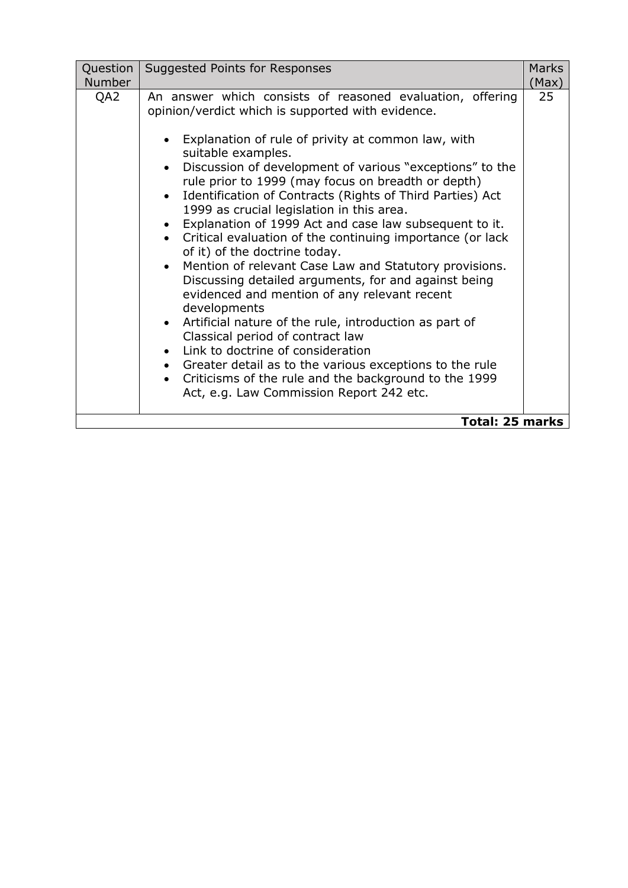| Question Number | Suggested Points for Responses | Marks (Max) |
|---|---|---|
| QA2 | An answer which consists of reasoned evaluation, offering opinion/verdict which is supported with evidence.<br><br>• Explanation of rule of privity at common law, with suitable examples.<br>• Discussion of development of various "exceptions" to the rule prior to 1999 (may focus on breadth or depth)<br>• Identification of Contracts (Rights of Third Parties) Act 1999 as crucial legislation in this area.<br>• Explanation of 1999 Act and case law subsequent to it.<br>• Critical evaluation of the continuing importance (or lack of it) of the doctrine today.<br>• Mention of relevant Case Law and Statutory provisions. Discussing detailed arguments, for and against being evidenced and mention of any relevant recent developments<br>• Artificial nature of the rule, introduction as part of Classical period of contract law<br>• Link to doctrine of consideration<br>• Greater detail as to the various exceptions to the rule<br>• Criticisms of the rule and the background to the 1999 Act, e.g. Law Commission Report 242 etc. | 25 |
| | | **Total: 25 marks** |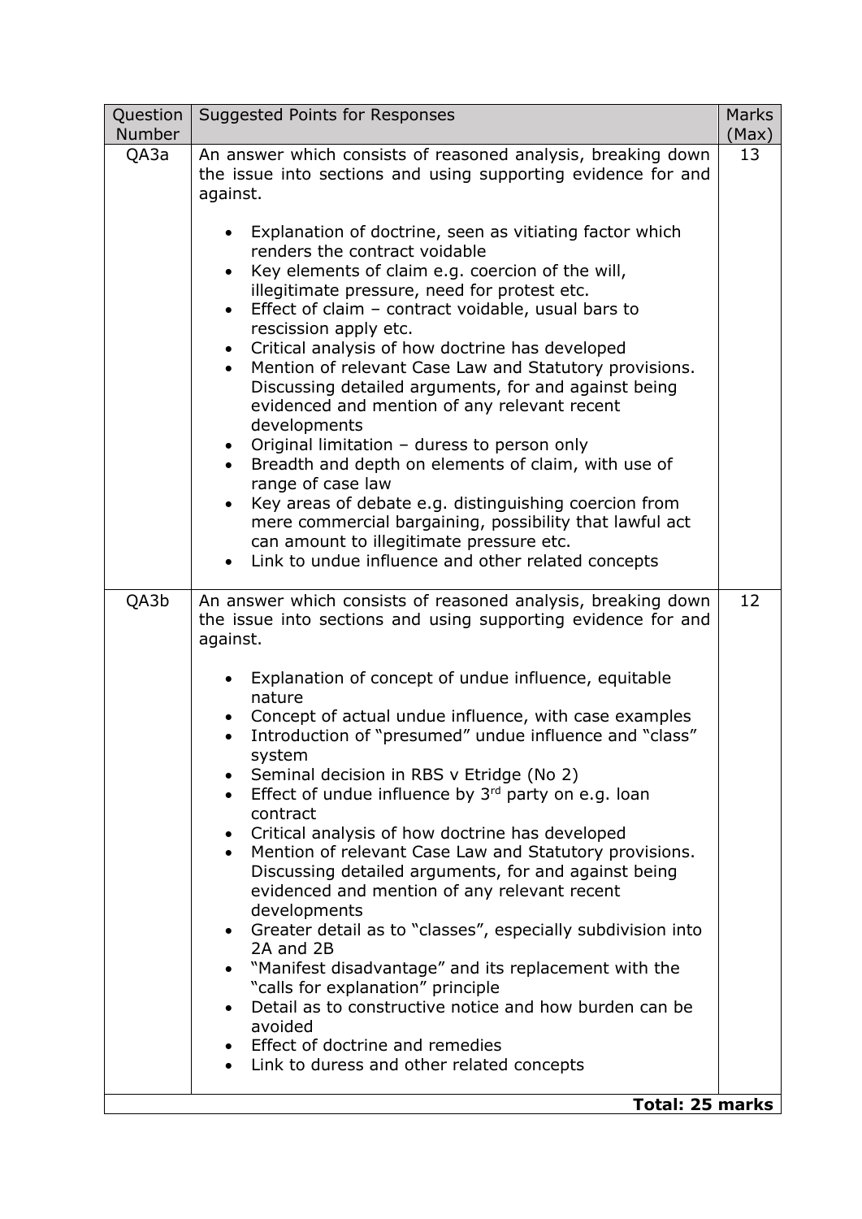| Question Number | Suggested Points for Responses | Marks (Max) |
|---|---|---|
| QA3a | An answer which consists of reasoned analysis, breaking down the issue into sections and using supporting evidence for and against.<br><br>• Explanation of doctrine, seen as vitiating factor which renders the contract voidable<br>• Key elements of claim e.g. coercion of the will, illegitimate pressure, need for protest etc.<br>• Effect of claim – contract voidable, usual bars to rescission apply etc.<br>• Critical analysis of how doctrine has developed<br>• Mention of relevant Case Law and Statutory provisions. Discussing detailed arguments, for and against being evidenced and mention of any relevant recent developments<br>• Original limitation – duress to person only<br>• Breadth and depth on elements of claim, with use of range of case law<br>• Key areas of debate e.g. distinguishing coercion from mere commercial bargaining, possibility that lawful act can amount to illegitimate pressure etc.<br>• Link to undue influence and other related concepts | 13 |
| QA3b | An answer which consists of reasoned analysis, breaking down the issue into sections and using supporting evidence for and against.<br><br>• Explanation of concept of undue influence, equitable nature<br>• Concept of actual undue influence, with case examples<br>• Introduction of "presumed" undue influence and "class" system<br>• Seminal decision in RBS v Etridge (No 2)<br>• Effect of undue influence by 3rd party on e.g. loan contract<br>• Critical analysis of how doctrine has developed<br>• Mention of relevant Case Law and Statutory provisions. Discussing detailed arguments, for and against being evidenced and mention of any relevant recent developments<br>• Greater detail as to "classes", especially subdivision into 2A and 2B<br>• "Manifest disadvantage" and its replacement with the "calls for explanation" principle<br>• Detail as to constructive notice and how burden can be avoided<br>• Effect of doctrine and remedies<br>• Link to duress and other related concepts | 12 |
| | | **Total: 25 marks** |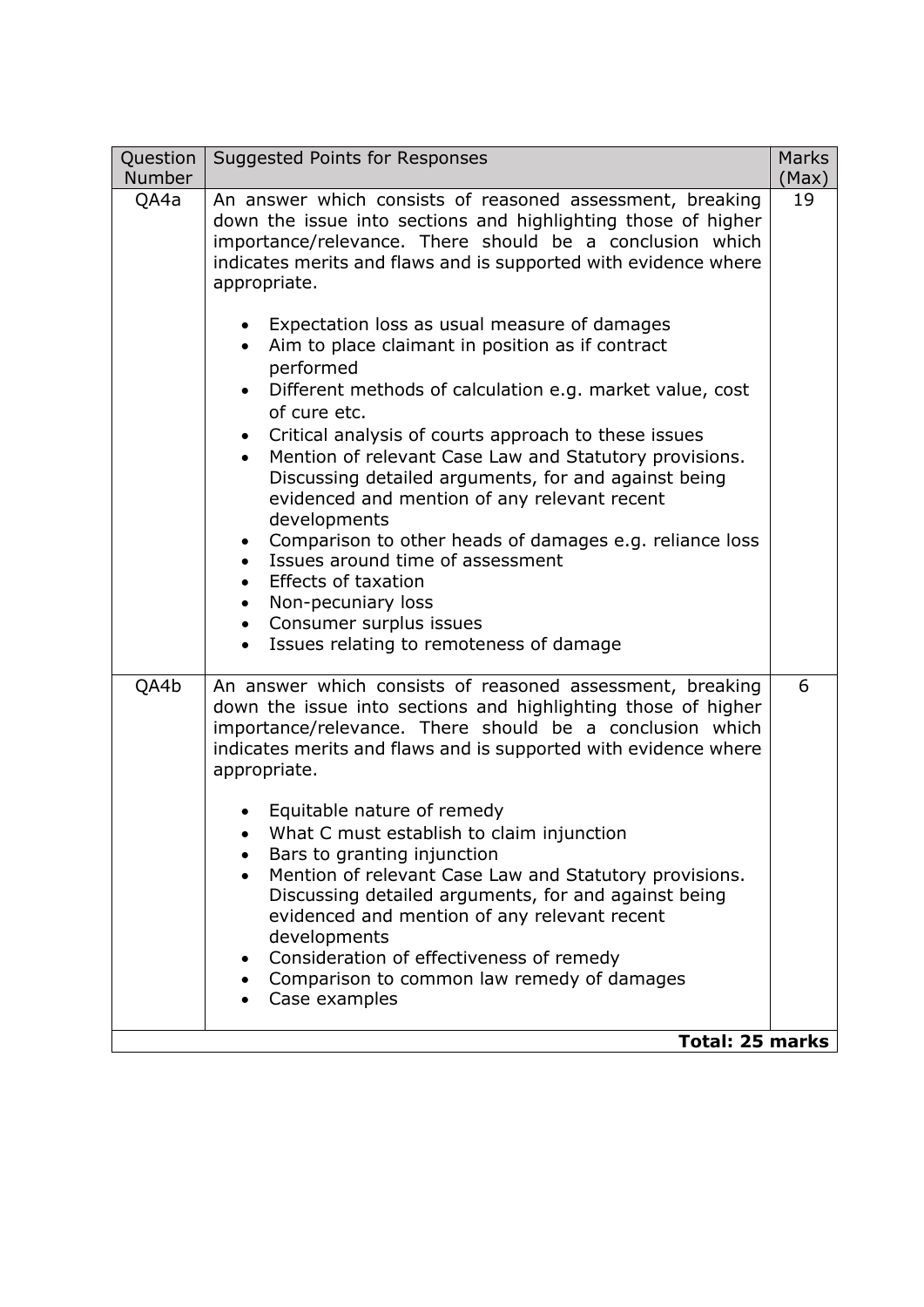| Question Number | Suggested Points for Responses | Marks (Max) |
|---|---|---|
| QA4a | An answer which consists of reasoned assessment, breaking down the issue into sections and highlighting those of higher importance/relevance. There should be a conclusion which indicates merits and flaws and is supported with evidence where appropriate.<br><br>• Expectation loss as usual measure of damages<br>• Aim to place claimant in position as if contract performed<br>• Different methods of calculation e.g. market value, cost of cure etc.<br>• Critical analysis of courts approach to these issues<br>• Mention of relevant Case Law and Statutory provisions. Discussing detailed arguments, for and against being evidenced and mention of any relevant recent developments<br>• Comparison to other heads of damages e.g. reliance loss<br>• Issues around time of assessment<br>• Effects of taxation<br>• Non-pecuniary loss<br>• Consumer surplus issues<br>• Issues relating to remoteness of damage | 19 |
| QA4b | An answer which consists of reasoned assessment, breaking down the issue into sections and highlighting those of higher importance/relevance. There should be a conclusion which indicates merits and flaws and is supported with evidence where appropriate.<br><br>• Equitable nature of remedy<br>• What C must establish to claim injunction<br>• Bars to granting injunction<br>• Mention of relevant Case Law and Statutory provisions. Discussing detailed arguments, for and against being evidenced and mention of any relevant recent developments<br>• Consideration of effectiveness of remedy<br>• Comparison to common law remedy of damages<br>• Case examples | 6 |
| | | **Total: 25 marks** |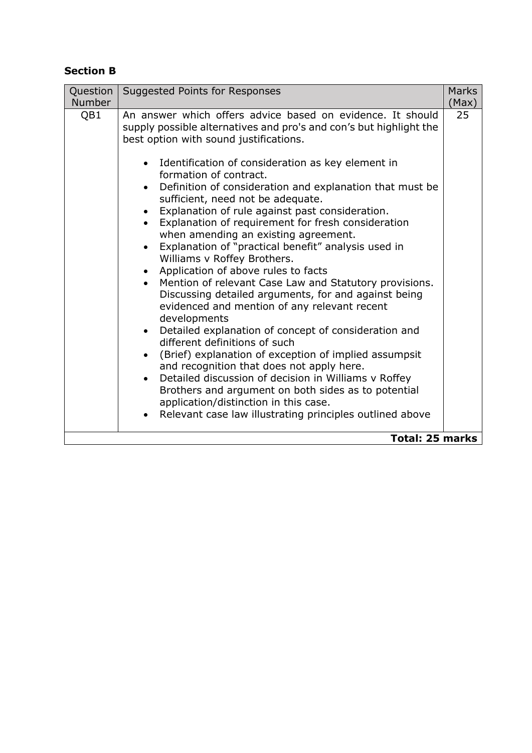**Section B**

| Question Number | Suggested Points for Responses | Marks (Max) |
|---|---|---|
| QB1 | An answer which offers advice based on evidence. It should supply possible alternatives and pro's and con's but highlight the best option with sound justifications.<br><br>• Identification of consideration as key element in formation of contract.<br>• Definition of consideration and explanation that must be sufficient, need not be adequate.<br>• Explanation of rule against past consideration.<br>• Explanation of requirement for fresh consideration when amending an existing agreement.<br>• Explanation of "practical benefit" analysis used in Williams v Roffey Brothers.<br>• Application of above rules to facts<br>• Mention of relevant Case Law and Statutory provisions. Discussing detailed arguments, for and against being evidenced and mention of any relevant recent developments<br>• Detailed explanation of concept of consideration and different definitions of such<br>• (Brief) explanation of exception of implied assumpsit and recognition that does not apply here.<br>• Detailed discussion of decision in Williams v Roffey Brothers and argument on both sides as to potential application/distinction in this case.<br>• Relevant case law illustrating principles outlined above | 25 |
| | | **Total: 25 marks** |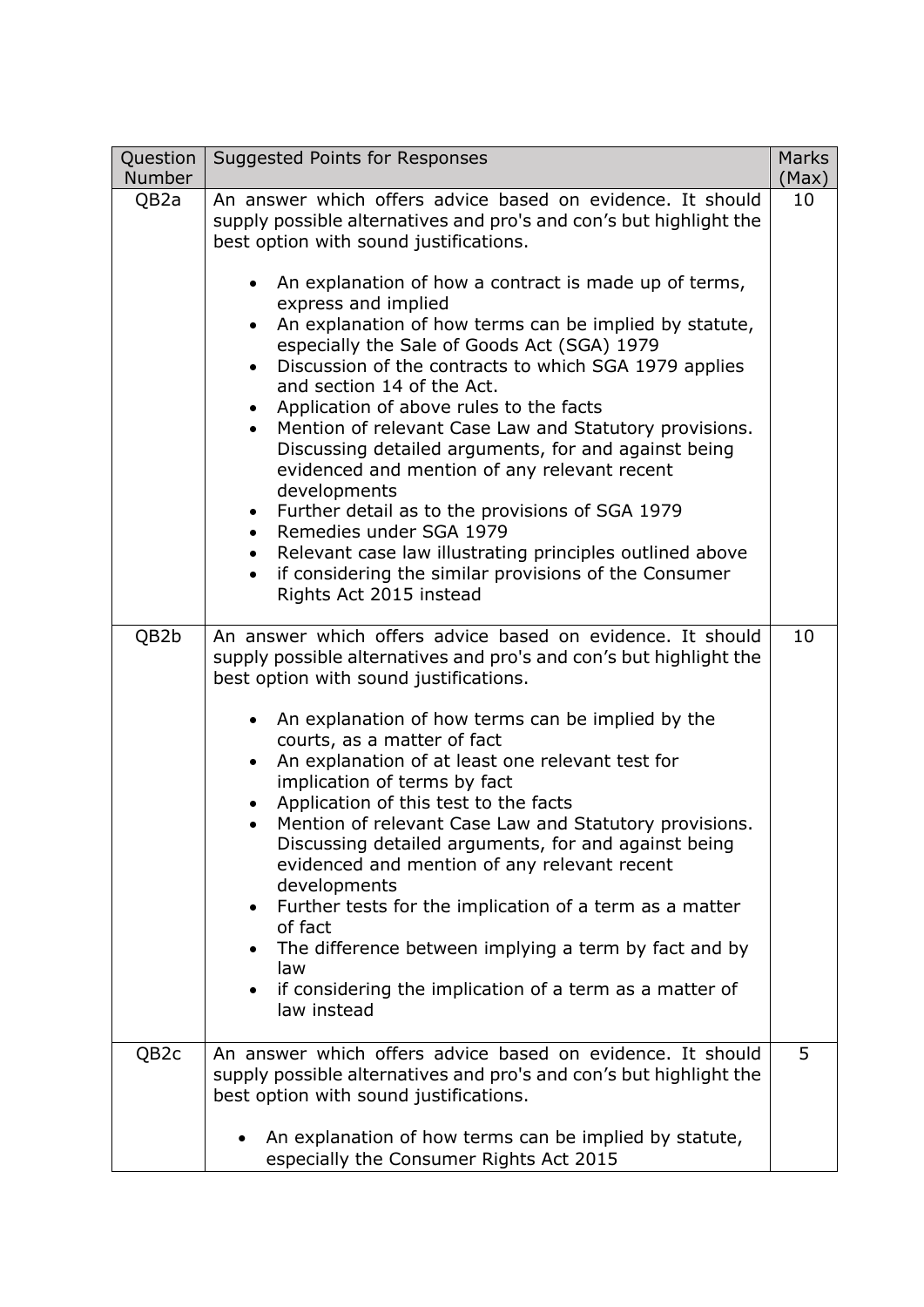| Question Number | Suggested Points for Responses | Marks (Max) |
| --- | --- | --- |
| QB2a | An answer which offers advice based on evidence. It should supply possible alternatives and pro's and con's but highlight the best option with sound justifications.<br><br>• An explanation of how a contract is made up of terms, express and implied<br>• An explanation of how terms can be implied by statute, especially the Sale of Goods Act (SGA) 1979<br>• Discussion of the contracts to which SGA 1979 applies and section 14 of the Act.<br>• Application of above rules to the facts<br>• Mention of relevant Case Law and Statutory provisions. Discussing detailed arguments, for and against being evidenced and mention of any relevant recent developments<br>• Further detail as to the provisions of SGA 1979<br>• Remedies under SGA 1979<br>• Relevant case law illustrating principles outlined above<br>• if considering the similar provisions of the Consumer Rights Act 2015 instead | 10 |
| QB2b | An answer which offers advice based on evidence. It should supply possible alternatives and pro's and con's but highlight the best option with sound justifications.<br><br>• An explanation of how terms can be implied by the courts, as a matter of fact<br>• An explanation of at least one relevant test for implication of terms by fact<br>• Application of this test to the facts<br>• Mention of relevant Case Law and Statutory provisions. Discussing detailed arguments, for and against being evidenced and mention of any relevant recent developments<br>• Further tests for the implication of a term as a matter of fact<br>• The difference between implying a term by fact and by law<br>• if considering the implication of a term as a matter of law instead | 10 |
| QB2c | An answer which offers advice based on evidence. It should supply possible alternatives and pro's and con's but highlight the best option with sound justifications.<br><br>• An explanation of how terms can be implied by statute, especially the Consumer Rights Act 2015 | 5 |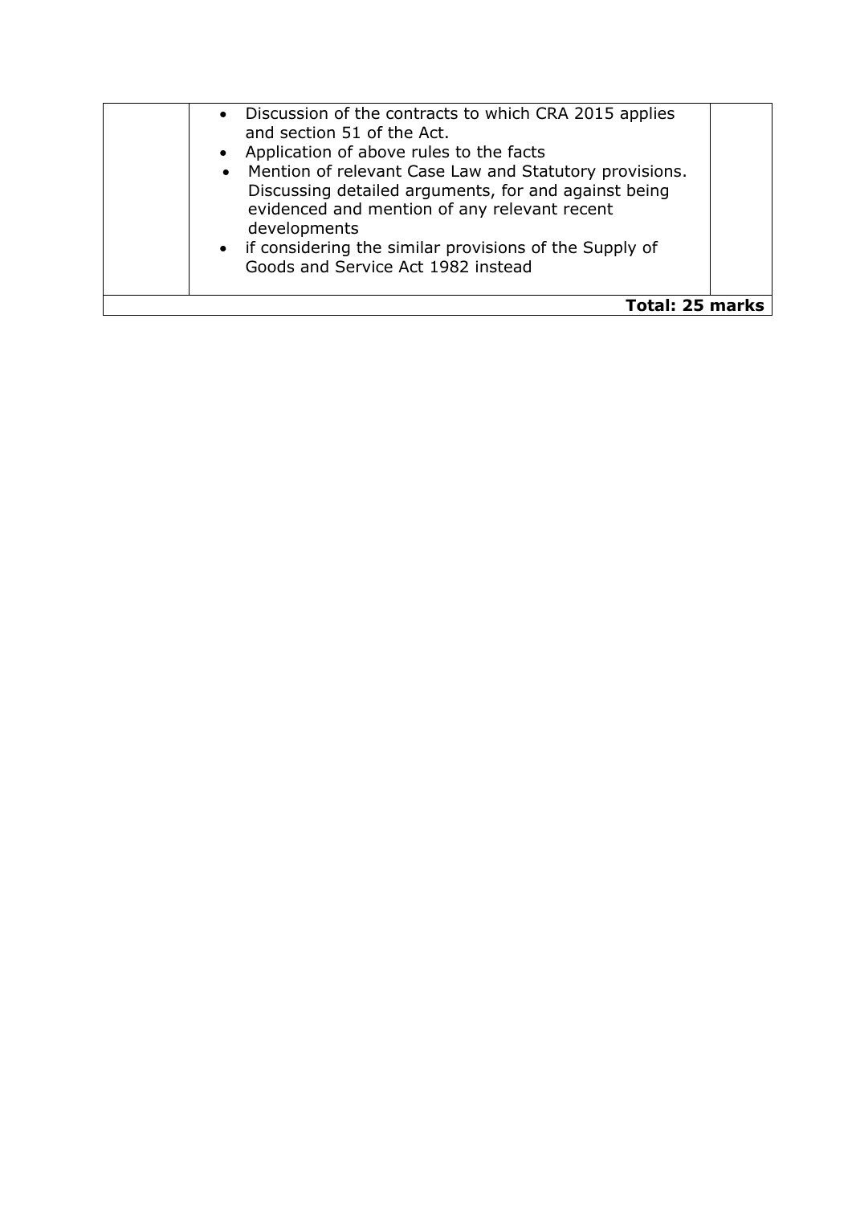| | | |
|---|---|---|
| | • Discussion of the contracts to which CRA 2015 applies and section 51 of the Act.<br>• Application of above rules to the facts<br>• Mention of relevant Case Law and Statutory provisions. Discussing detailed arguments, for and against being evidenced and mention of any relevant recent developments<br>• if considering the similar provisions of the Supply of Goods and Service Act 1982 instead | |
| | | **Total: 25 marks** |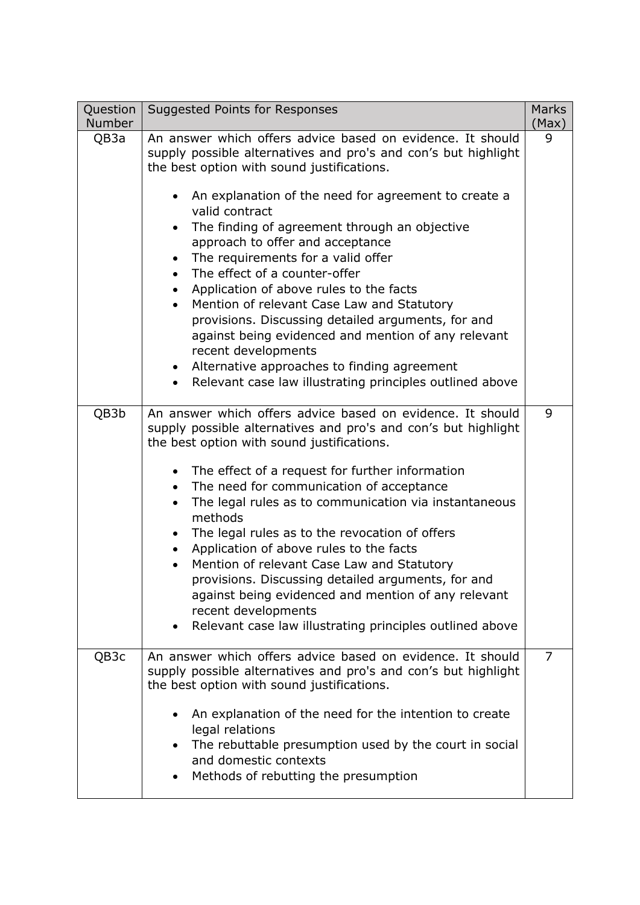| Question Number | Suggested Points for Responses | Marks (Max) |
|---|---|---|
| QB3a | An answer which offers advice based on evidence. It should supply possible alternatives and pro's and con's but highlight the best option with sound justifications.<br><br>• An explanation of the need for agreement to create a valid contract<br>• The finding of agreement through an objective approach to offer and acceptance<br>• The requirements for a valid offer<br>• The effect of a counter-offer<br>• Application of above rules to the facts<br>• Mention of relevant Case Law and Statutory provisions. Discussing detailed arguments, for and against being evidenced and mention of any relevant recent developments<br>• Alternative approaches to finding agreement<br>• Relevant case law illustrating principles outlined above | 9 |
| QB3b | An answer which offers advice based on evidence. It should supply possible alternatives and pro's and con's but highlight the best option with sound justifications.<br><br>• The effect of a request for further information<br>• The need for communication of acceptance<br>• The legal rules as to communication via instantaneous methods<br>• The legal rules as to the revocation of offers<br>• Application of above rules to the facts<br>• Mention of relevant Case Law and Statutory provisions. Discussing detailed arguments, for and against being evidenced and mention of any relevant recent developments<br>• Relevant case law illustrating principles outlined above | 9 |
| QB3c | An answer which offers advice based on evidence. It should supply possible alternatives and pro's and con's but highlight the best option with sound justifications.<br><br>• An explanation of the need for the intention to create legal relations<br>• The rebuttable presumption used by the court in social and domestic contexts<br>• Methods of rebutting the presumption | 7 |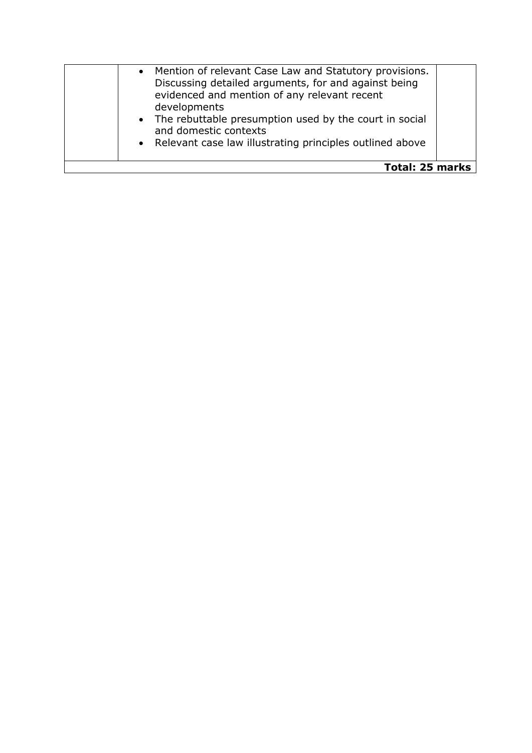|  | • Mention of relevant Case Law and Statutory provisions. Discussing detailed arguments, for and against being evidenced and mention of any relevant recent developments<br>• The rebuttable presumption used by the court in social and domestic contexts<br>• Relevant case law illustrating principles outlined above |  |
|---|---|---|
|  |  | **Total: 25 marks** |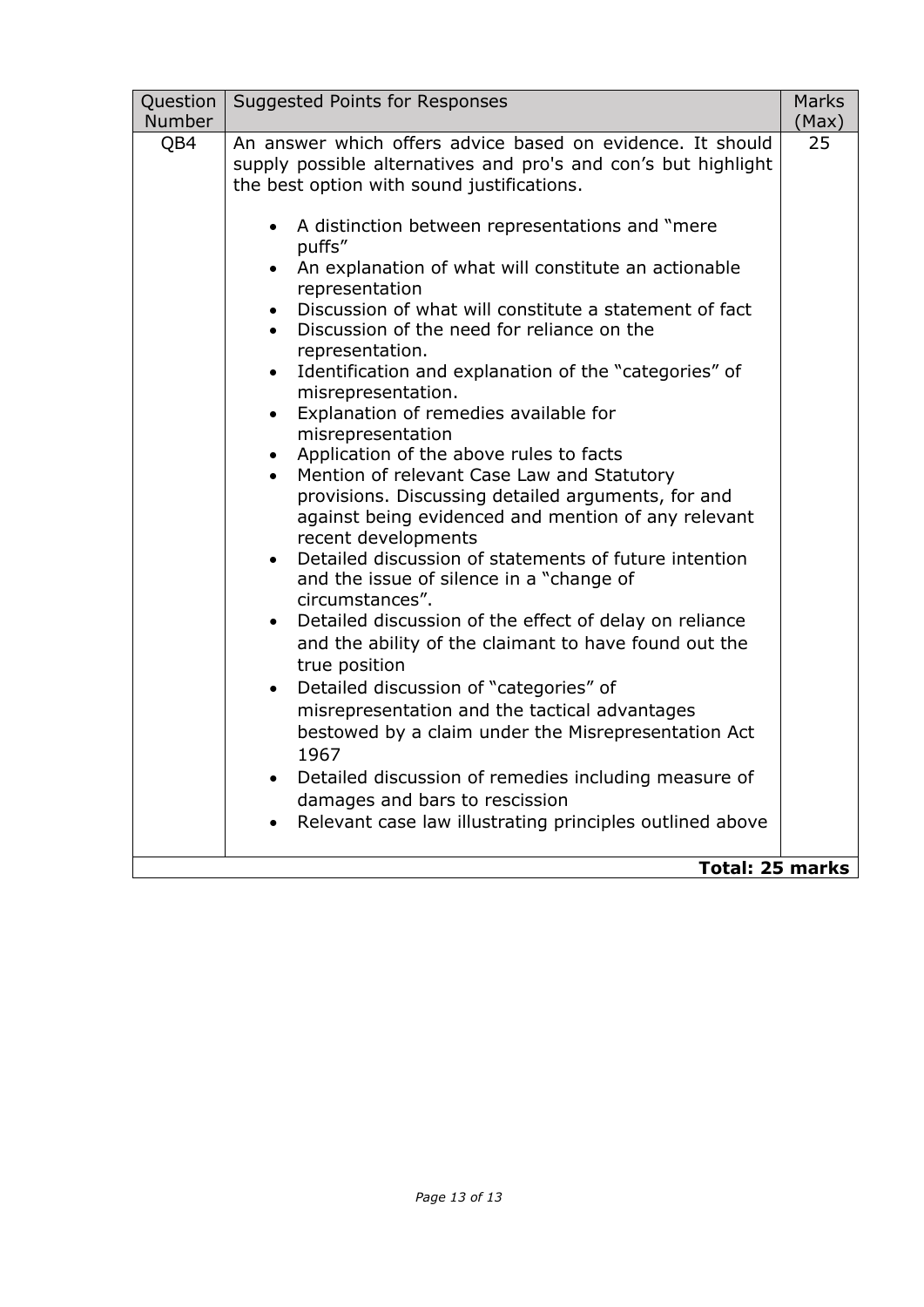| Question Number | Suggested Points for Responses | Marks (Max) |
|---|---|---|
| QB4 | An answer which offers advice based on evidence. It should supply possible alternatives and pro's and con's but highlight the best option with sound justifications.<br><br>• A distinction between representations and "mere puffs"<br>• An explanation of what will constitute an actionable representation<br>• Discussion of what will constitute a statement of fact<br>• Discussion of the need for reliance on the representation.<br>• Identification and explanation of the "categories" of misrepresentation.<br>• Explanation of remedies available for misrepresentation<br>• Application of the above rules to facts<br>• Mention of relevant Case Law and Statutory provisions. Discussing detailed arguments, for and against being evidenced and mention of any relevant recent developments<br>• Detailed discussion of statements of future intention and the issue of silence in a "change of circumstances".<br>• Detailed discussion of the effect of delay on reliance and the ability of the claimant to have found out the true position<br>• Detailed discussion of "categories" of misrepresentation and the tactical advantages bestowed by a claim under the Misrepresentation Act 1967<br>• Detailed discussion of remedies including measure of damages and bars to rescission<br>• Relevant case law illustrating principles outlined above | 25 |
| | | **Total: 25 marks** |